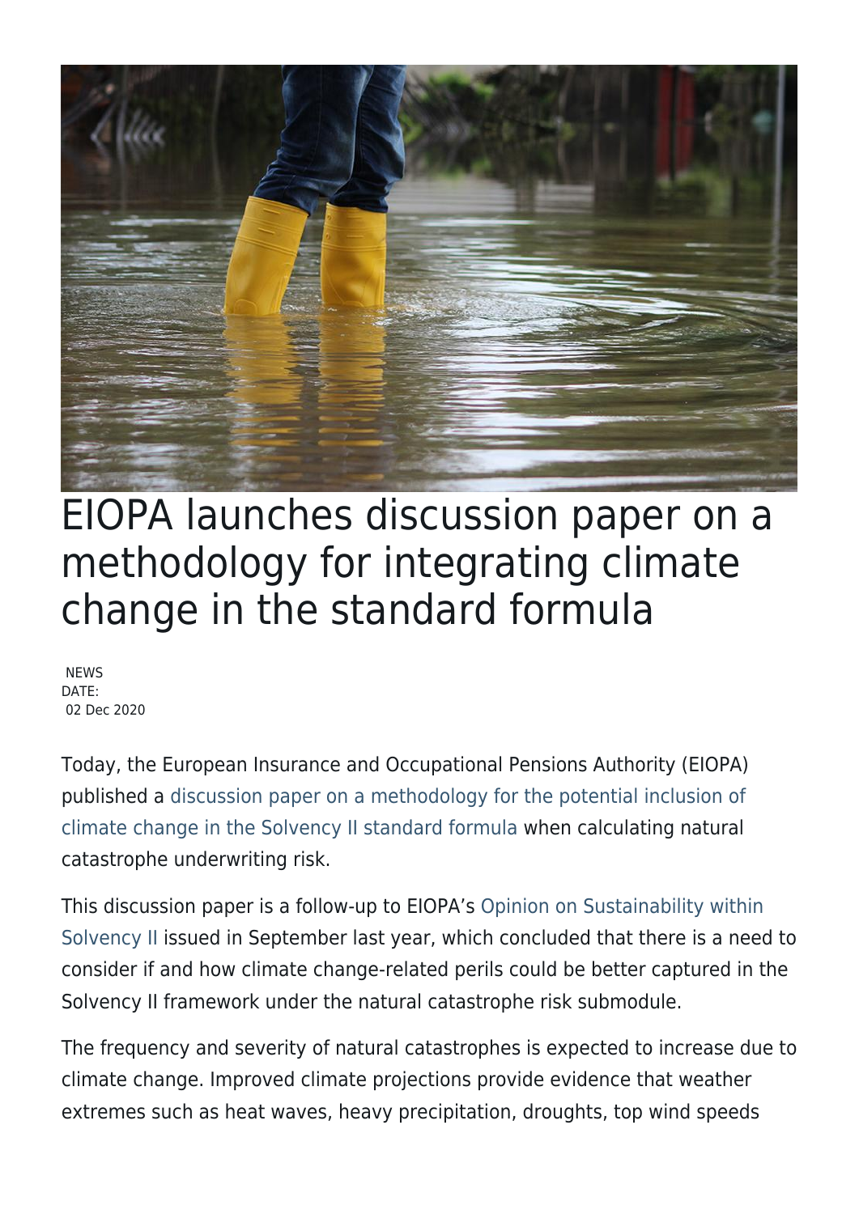# EIOPA launches discussion paper on a methodology for integrating climate change in the standard formula

NEWS
DATE:
02 Dec 2020

Today, the European Insurance and Occupational Pensions Authority (EIOPA) published a discussion paper on a methodology for the potential inclusion of climate change in the Solvency II standard formula when calculating natural catastrophe underwriting risk.

This discussion paper is a follow-up to EIOPA's Opinion on Sustainability within Solvency II issued in September last year, which concluded that there is a need to consider if and how climate change-related perils could be better captured in the Solvency II framework under the natural catastrophe risk submodule.

The frequency and severity of natural catastrophes is expected to increase due to climate change. Improved climate projections provide evidence that weather extremes such as heat waves, heavy precipitation, droughts, top wind speeds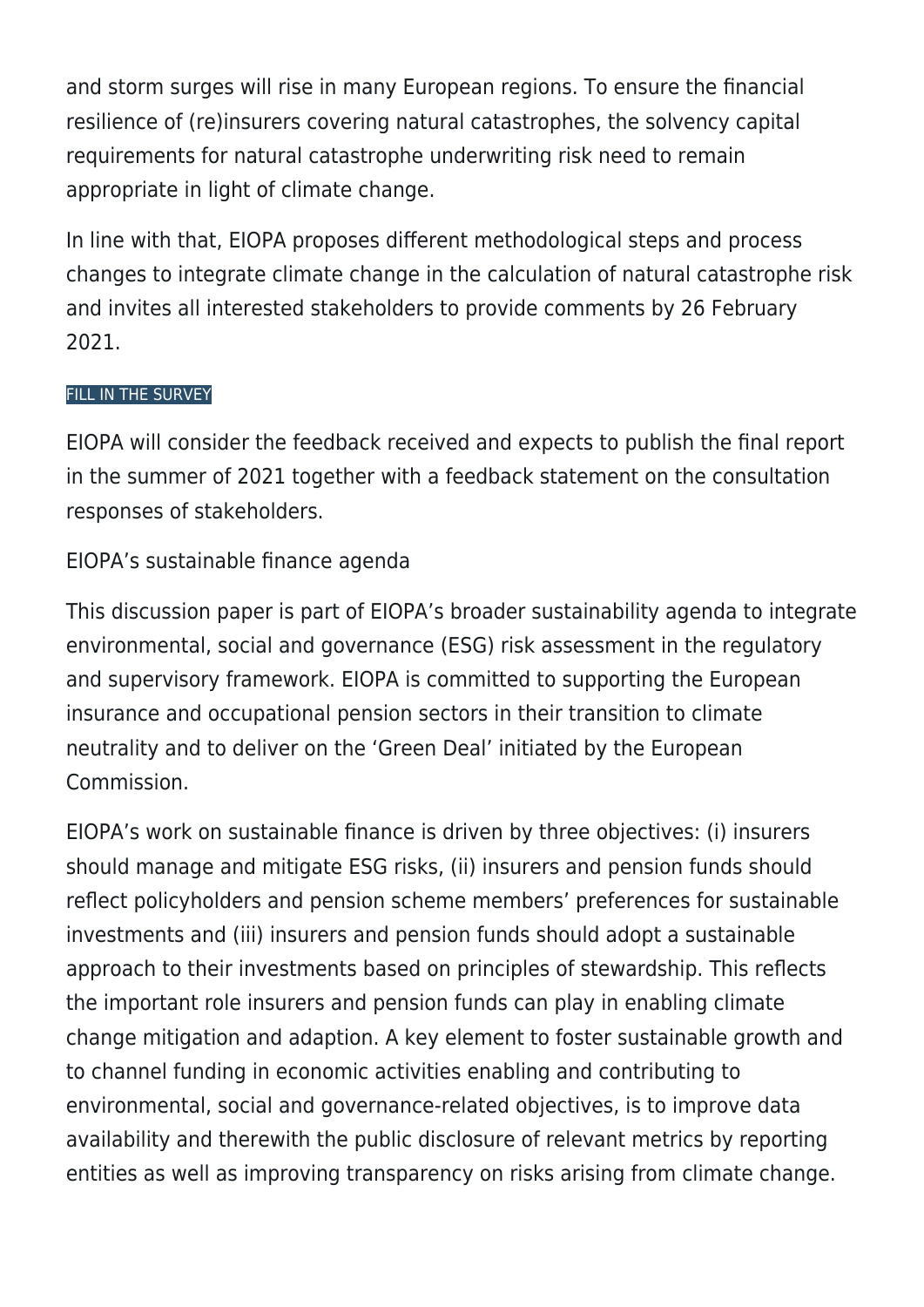and storm surges will rise in many European regions. To ensure the financial resilience of (re)insurers covering natural catastrophes, the solvency capital requirements for natural catastrophe underwriting risk need to remain appropriate in light of climate change.

In line with that, EIOPA proposes different methodological steps and process changes to integrate climate change in the calculation of natural catastrophe risk and invites all interested stakeholders to provide comments by 26 February 2021.

FILL IN THE SURVEY

EIOPA will consider the feedback received and expects to publish the final report in the summer of 2021 together with a feedback statement on the consultation responses of stakeholders.

EIOPA's sustainable finance agenda

This discussion paper is part of EIOPA's broader sustainability agenda to integrate environmental, social and governance (ESG) risk assessment in the regulatory and supervisory framework. EIOPA is committed to supporting the European insurance and occupational pension sectors in their transition to climate neutrality and to deliver on the 'Green Deal' initiated by the European Commission.

EIOPA's work on sustainable finance is driven by three objectives: (i) insurers should manage and mitigate ESG risks, (ii) insurers and pension funds should reflect policyholders and pension scheme members' preferences for sustainable investments and (iii) insurers and pension funds should adopt a sustainable approach to their investments based on principles of stewardship. This reflects the important role insurers and pension funds can play in enabling climate change mitigation and adaption. A key element to foster sustainable growth and to channel funding in economic activities enabling and contributing to environmental, social and governance-related objectives, is to improve data availability and therewith the public disclosure of relevant metrics by reporting entities as well as improving transparency on risks arising from climate change.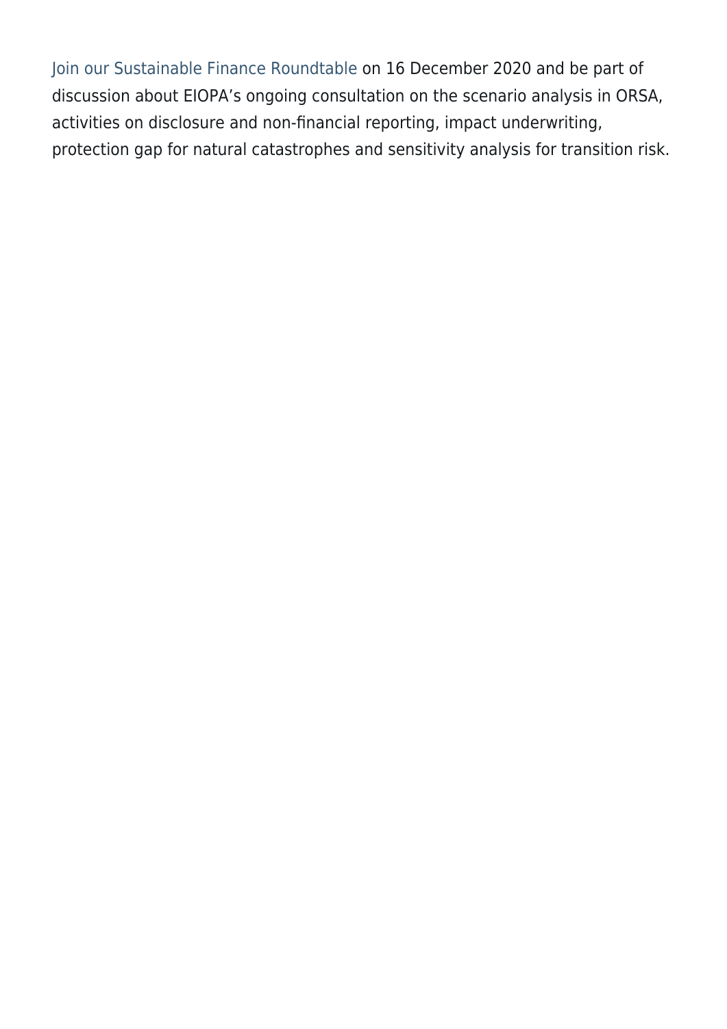Join our Sustainable Finance Roundtable on 16 December 2020 and be part of discussion about EIOPA's ongoing consultation on the scenario analysis in ORSA, activities on disclosure and non-financial reporting, impact underwriting, protection gap for natural catastrophes and sensitivity analysis for transition risk.